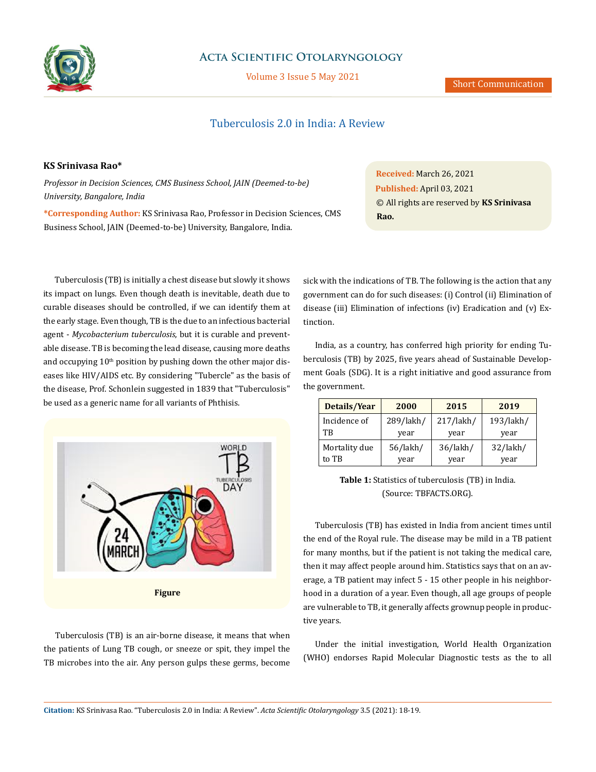# Tuberculosis 2.0 in India: A Review

**KS Srinivasa Rao***

*Professor in Decision Sciences, CMS Business School, JAIN (Deemed-to-be) University, Bangalore, India*

**\*Corresponding Author:** KS Srinivasa Rao, Professor in Decision Sciences, CMS Business School, JAIN (Deemed-to-be) University, Bangalore, India.

**Received:** March 26, 2021
**Published:** April 03, 2021
© All rights are reserved by **KS Srinivasa Rao.**

Tuberculosis (TB) is initially a chest disease but slowly it shows its impact on lungs. Even though death is inevitable, death due to curable diseases should be controlled, if we can identify them at the early stage. Even though, TB is the due to an infectious bacterial agent - *Mycobacterium tuberculosis*, but it is curable and preventable disease. TB is becoming the lead disease, causing more deaths and occupying 10th position by pushing down the other major diseases like HIV/AIDS etc. By considering "Tubercle" as the basis of the disease, Prof. Schonlein suggested in 1839 that "Tuberculosis" be used as a generic name for all variants of Phthisis.

**Figure**

Tuberculosis (TB) is an air-borne disease, it means that when the patients of Lung TB cough, or sneeze or spit, they impel the TB microbes into the air. Any person gulps these germs, become sick with the indications of TB. The following is the action that any government can do for such diseases: (i) Control (ii) Elimination of disease (iii) Elimination of infections (iv) Eradication and (v) Extinction.

India, as a country, has conferred high priority for ending Tuberculosis (TB) by 2025, five years ahead of Sustainable Development Goals (SDG). It is a right initiative and good assurance from the government.

| Details/Year | 2000 | 2015 | 2019 |
|---|---|---|---|
| Incidence of TB | 289/lakh/year | 217/lakh/year | 193/lakh/year |
| Mortality due to TB | 56/lakh/year | 36/lakh/year | 32/lakh/year |

**Table 1:** Statistics of tuberculosis (TB) in India. (Source: TBFACTS.ORG).

Tuberculosis (TB) has existed in India from ancient times until the end of the Royal rule. The disease may be mild in a TB patient for many months, but if the patient is not taking the medical care, then it may affect people around him. Statistics says that on an average, a TB patient may infect 5 - 15 other people in his neighborhood in a duration of a year. Even though, all age groups of people are vulnerable to TB, it generally affects grownup people in productive years.

Under the initial investigation, World Health Organization (WHO) endorses Rapid Molecular Diagnostic tests as the to all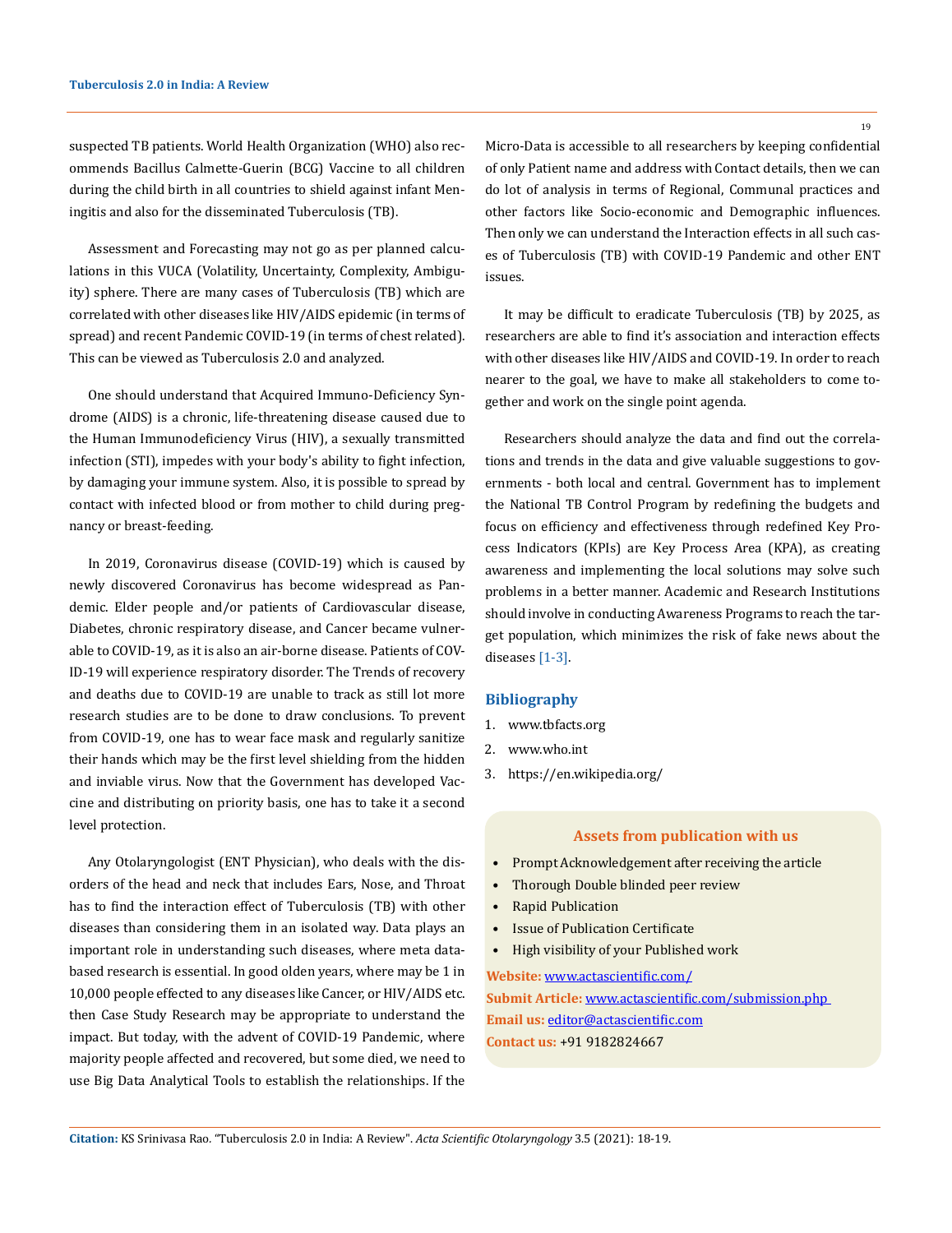suspected TB patients. World Health Organization (WHO) also recommends Bacillus Calmette-Guerin (BCG) Vaccine to all children during the child birth in all countries to shield against infant Meningitis and also for the disseminated Tuberculosis (TB).

Assessment and Forecasting may not go as per planned calculations in this VUCA (Volatility, Uncertainty, Complexity, Ambiguity) sphere. There are many cases of Tuberculosis (TB) which are correlated with other diseases like HIV/AIDS epidemic (in terms of spread) and recent Pandemic COVID-19 (in terms of chest related). This can be viewed as Tuberculosis 2.0 and analyzed.

One should understand that Acquired Immuno-Deficiency Syndrome (AIDS) is a chronic, life-threatening disease caused due to the Human Immunodeficiency Virus (HIV), a sexually transmitted infection (STI), impedes with your body's ability to fight infection, by damaging your immune system. Also, it is possible to spread by contact with infected blood or from mother to child during pregnancy or breast-feeding.

In 2019, Coronavirus disease (COVID-19) which is caused by newly discovered Coronavirus has become widespread as Pandemic. Elder people and/or patients of Cardiovascular disease, Diabetes, chronic respiratory disease, and Cancer became vulnerable to COVID-19, as it is also an air-borne disease. Patients of COVID-19 will experience respiratory disorder. The Trends of recovery and deaths due to COVID-19 are unable to track as still lot more research studies are to be done to draw conclusions. To prevent from COVID-19, one has to wear face mask and regularly sanitize their hands which may be the first level shielding from the hidden and inviable virus. Now that the Government has developed Vaccine and distributing on priority basis, one has to take it a second level protection.

Any Otolaryngologist (ENT Physician), who deals with the disorders of the head and neck that includes Ears, Nose, and Throat has to find the interaction effect of Tuberculosis (TB) with other diseases than considering them in an isolated way. Data plays an important role in understanding such diseases, where meta database based research is essential. In good olden years, where may be 1 in 10,000 people effected to any diseases like Cancer, or HIV/AIDS etc. then Case Study Research may be appropriate to understand the impact. But today, with the advent of COVID-19 Pandemic, where majority people affected and recovered, but some died, we need to use Big Data Analytical Tools to establish the relationships. If the Micro-Data is accessible to all researchers by keeping confidential of only Patient name and address with Contact details, then we can do lot of analysis in terms of Regional, Communal practices and other factors like Socio-economic and Demographic influences. Then only we can understand the Interaction effects in all such cases of Tuberculosis (TB) with COVID-19 Pandemic and other ENT issues.

It may be difficult to eradicate Tuberculosis (TB) by 2025, as researchers are able to find it's association and interaction effects with other diseases like HIV/AIDS and COVID-19. In order to reach nearer to the goal, we have to make all stakeholders to come together and work on the single point agenda.

Researchers should analyze the data and find out the correlations and trends in the data and give valuable suggestions to governments - both local and central. Government has to implement the National TB Control Program by redefining the budgets and focus on efficiency and effectiveness through redefined Key Process Indicators (KPIs) are Key Process Area (KPA), as creating awareness and implementing the local solutions may solve such problems in a better manner. Academic and Research Institutions should involve in conducting Awareness Programs to reach the target population, which minimizes the risk of fake news about the diseases [1-3].

## Bibliography

1. www.tbfacts.org
2. www.who.int
3. https://en.wikipedia.org/

### Assets from publication with us

- Prompt Acknowledgement after receiving the article
- Thorough Double blinded peer review
- Rapid Publication
- Issue of Publication Certificate
- High visibility of your Published work

**Website:** www.actascientific.com/
**Submit Article:** www.actascientific.com/submission.php
**Email us:** editor@actascientific.com
**Contact us:** +91 9182824667

**Citation:** KS Srinivasa Rao. "Tuberculosis 2.0 in India: A Review". *Acta Scientific Otolaryngology* 3.5 (2021): 18-19.